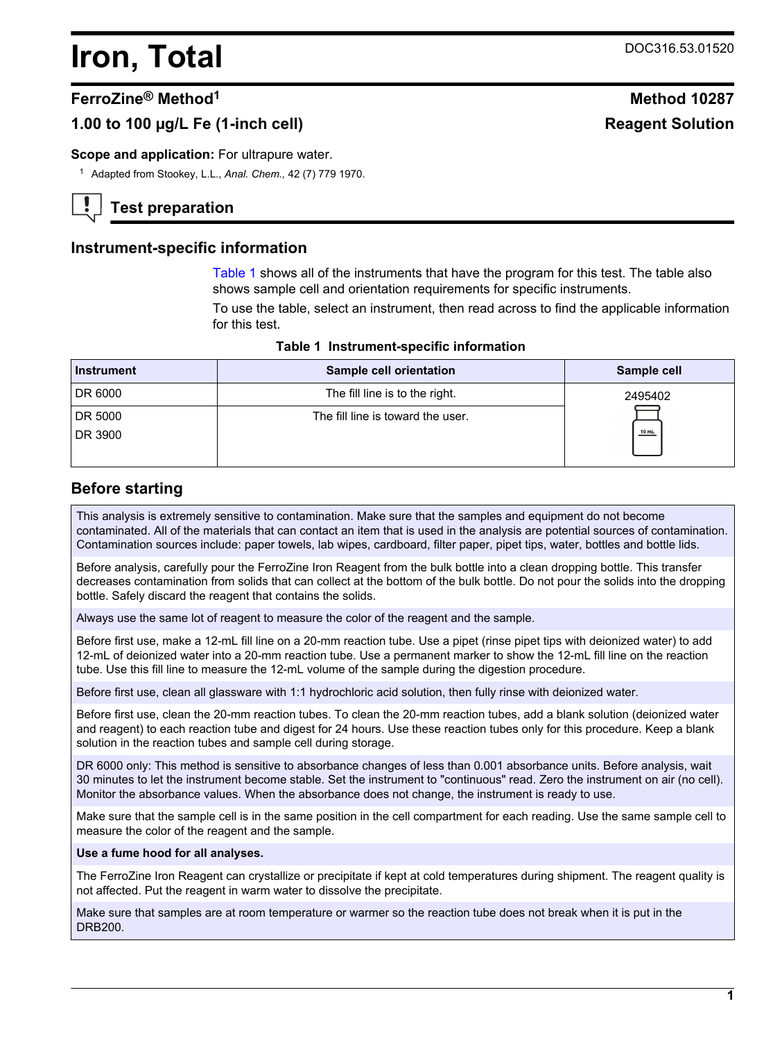# Iron, Total

DOC316.53.01520

## FerroZine® Method[1]

**Method 10287**

**1.00 to 100 µg/L Fe (1-inch cell)**

**Reagent Solution**

**Scope and application:** For ultrapure water.

[1] Adapted from Stookey, L.L., *Anal. Chem.,* 42 (7) 779 1970.

## Test preparation

### Instrument-specific information

Table 1 shows all of the instruments that have the program for this test. The table also shows sample cell and orientation requirements for specific instruments.

To use the table, select an instrument, then read across to find the applicable information for this test.

**Table 1 Instrument-specific information**

| Instrument | Sample cell orientation | Sample cell |
|---|---|---|
| DR 6000 | The fill line is to the right. | 2495402 |
| DR 5000<br>DR 3900 | The fill line is toward the user. | |

### Before starting

This analysis is extremely sensitive to contamination. Make sure that the samples and equipment do not become contaminated. All of the materials that can contact an item that is used in the analysis are potential sources of contamination. Contamination sources include: paper towels, lab wipes, cardboard, filter paper, pipet tips, water, bottles and bottle lids.

Before analysis, carefully pour the FerroZine Iron Reagent from the bulk bottle into a clean dropping bottle. This transfer decreases contamination from solids that can collect at the bottom of the bulk bottle. Do not pour the solids into the dropping bottle. Safely discard the reagent that contains the solids.

Always use the same lot of reagent to measure the color of the reagent and the sample.

Before first use, make a 12-mL fill line on a 20-mm reaction tube. Use a pipet (rinse pipet tips with deionized water) to add 12-mL of deionized water into a 20-mm reaction tube. Use a permanent marker to show the 12-mL fill line on the reaction tube. Use this fill line to measure the 12-mL volume of the sample during the digestion procedure.

Before first use, clean all glassware with 1:1 hydrochloric acid solution, then fully rinse with deionized water.

Before first use, clean the 20-mm reaction tubes. To clean the 20-mm reaction tubes, add a blank solution (deionized water and reagent) to each reaction tube and digest for 24 hours. Use these reaction tubes only for this procedure. Keep a blank solution in the reaction tubes and sample cell during storage.

DR 6000 only: This method is sensitive to absorbance changes of less than 0.001 absorbance units. Before analysis, wait 30 minutes to let the instrument become stable. Set the instrument to "continuous" read. Zero the instrument on air (no cell). Monitor the absorbance values. When the absorbance does not change, the instrument is ready to use.

Make sure that the sample cell is in the same position in the cell compartment for each reading. Use the same sample cell to measure the color of the reagent and the sample.

**Use a fume hood for all analyses.**

The FerroZine Iron Reagent can crystallize or precipitate if kept at cold temperatures during shipment. The reagent quality is not affected. Put the reagent in warm water to dissolve the precipitate.

Make sure that samples are at room temperature or warmer so the reaction tube does not break when it is put in the DRB200.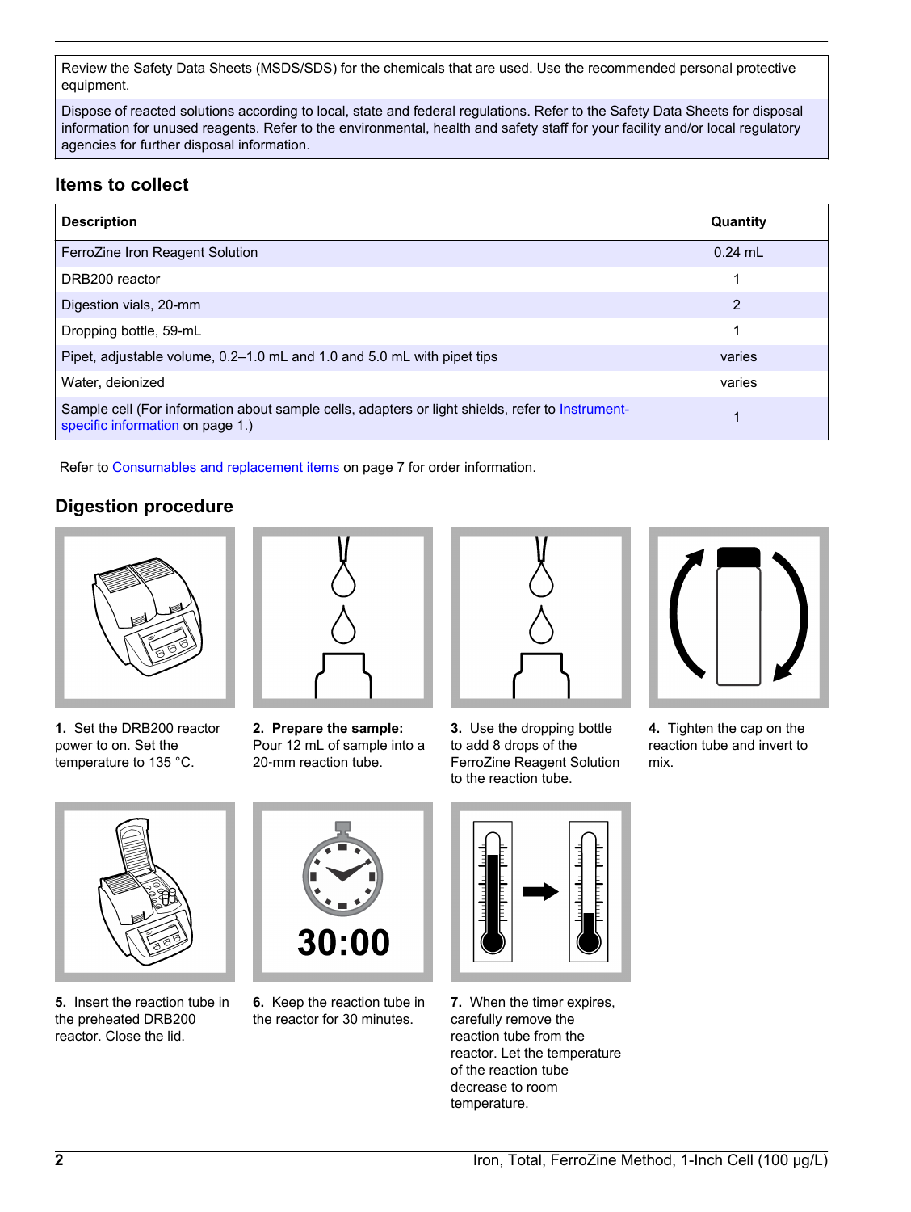Review the Safety Data Sheets (MSDS/SDS) for the chemicals that are used. Use the recommended personal protective equipment.

Dispose of reacted solutions according to local, state and federal regulations. Refer to the Safety Data Sheets for disposal information for unused reagents. Refer to the environmental, health and safety staff for your facility and/or local regulatory agencies for further disposal information.

## Items to collect

| Description | Quantity |
|---|---|
| FerroZine Iron Reagent Solution | 0.24 mL |
| DRB200 reactor | 1 |
| Digestion vials, 20-mm | 2 |
| Dropping bottle, 59-mL | 1 |
| Pipet, adjustable volume, 0.2–1.0 mL and 1.0 and 5.0 mL with pipet tips | varies |
| Water, deionized | varies |
| Sample cell (For information about sample cells, adapters or light shields, refer to Instrument-specific information on page 1.) | 1 |

Refer to Consumables and replacement items on page 7 for order information.

## Digestion procedure

1. Set the DRB200 reactor power to on. Set the temperature to 135 °C.

2. **Prepare the sample:** Pour 12 mL of sample into a 20-mm reaction tube.

3. Use the dropping bottle to add 8 drops of the FerroZine Reagent Solution to the reaction tube.

4. Tighten the cap on the reaction tube and invert to mix.

5. Insert the reaction tube in the preheated DRB200 reactor. Close the lid.

6. Keep the reaction tube in the reactor for 30 minutes.

30:00

7. When the timer expires, carefully remove the reaction tube from the reactor. Let the temperature of the reaction tube decrease to room temperature.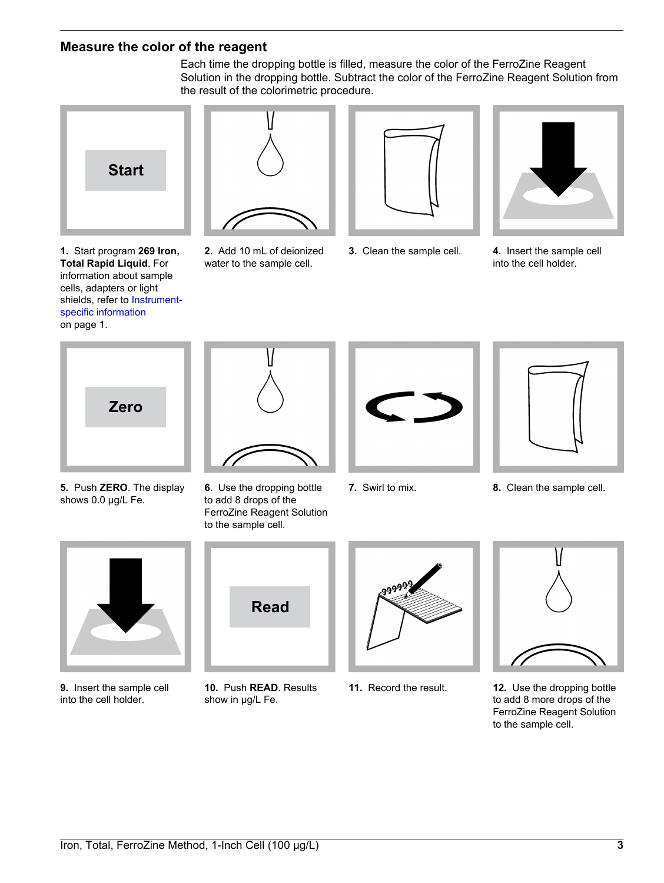## Measure the color of the reagent

Each time the dropping bottle is filled, measure the color of the FerroZine Reagent Solution in the dropping bottle. Subtract the color of the FerroZine Reagent Solution from the result of the colorimetric procedure.

**1.** Start program **269 Iron, Total Rapid Liquid**. For information about sample cells, adapters or light shields, refer to Instrument-specific information on page 1.

**2.** Add 10 mL of deionized water to the sample cell.

**3.** Clean the sample cell.

**4.** Insert the sample cell into the cell holder.

**5.** Push **ZERO**. The display shows 0.0 µg/L Fe.

**6.** Use the dropping bottle to add 8 drops of the FerroZine Reagent Solution to the sample cell.

**7.** Swirl to mix.

**8.** Clean the sample cell.

**9.** Insert the sample cell into the cell holder.

**10.** Push **READ**. Results show in µg/L Fe.

**11.** Record the result.

**12.** Use the dropping bottle to add 8 more drops of the FerroZine Reagent Solution to the sample cell.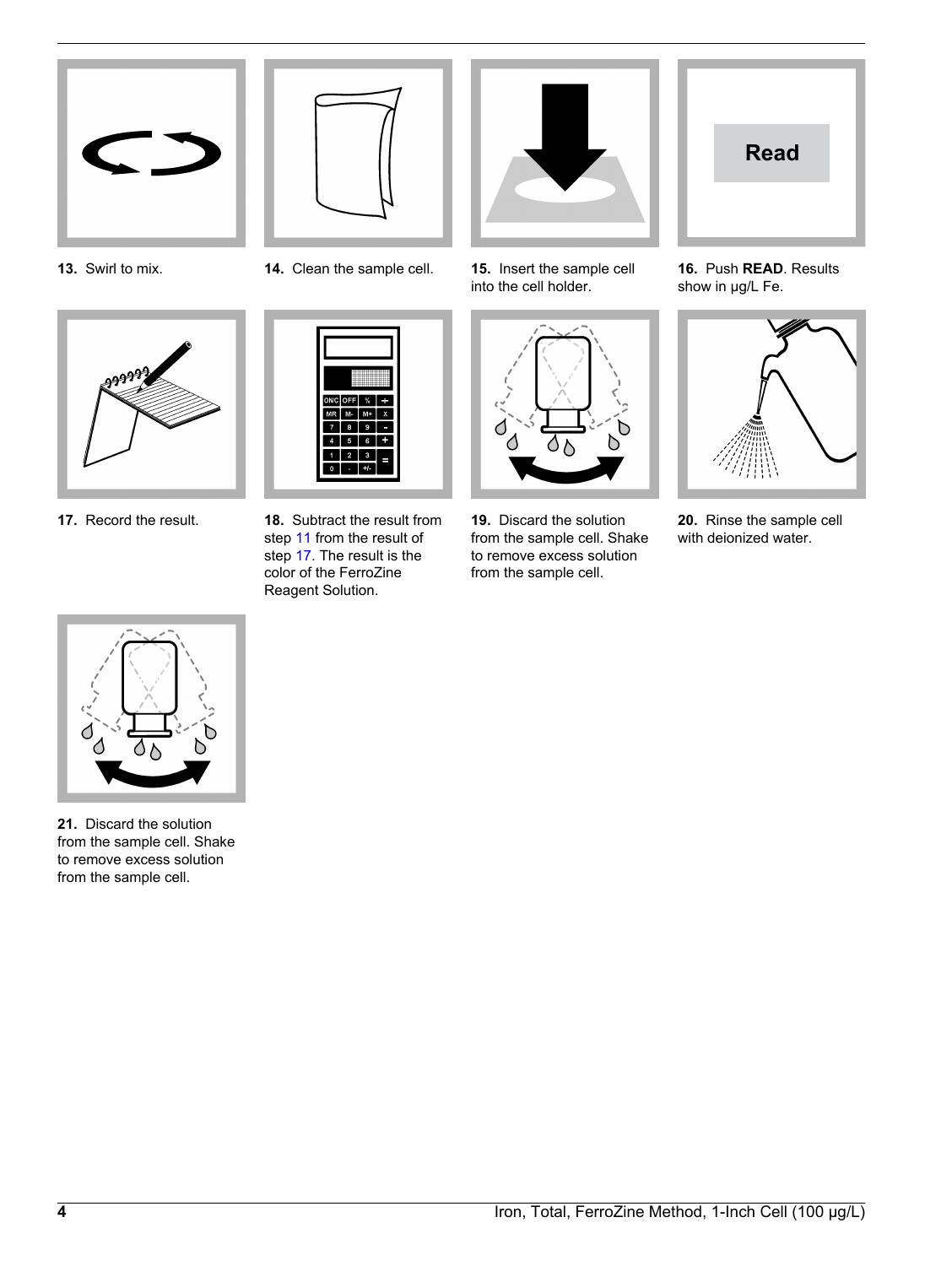13. Swirl to mix.

14. Clean the sample cell.

15. Insert the sample cell into the cell holder.

16. Push **READ**. Results show in µg/L Fe.

17. Record the result.

18. Subtract the result from step 11 from the result of step 17. The result is the color of the FerroZine Reagent Solution.

19. Discard the solution from the sample cell. Shake to remove excess solution from the sample cell.

20. Rinse the sample cell with deionized water.

21. Discard the solution from the sample cell. Shake to remove excess solution from the sample cell.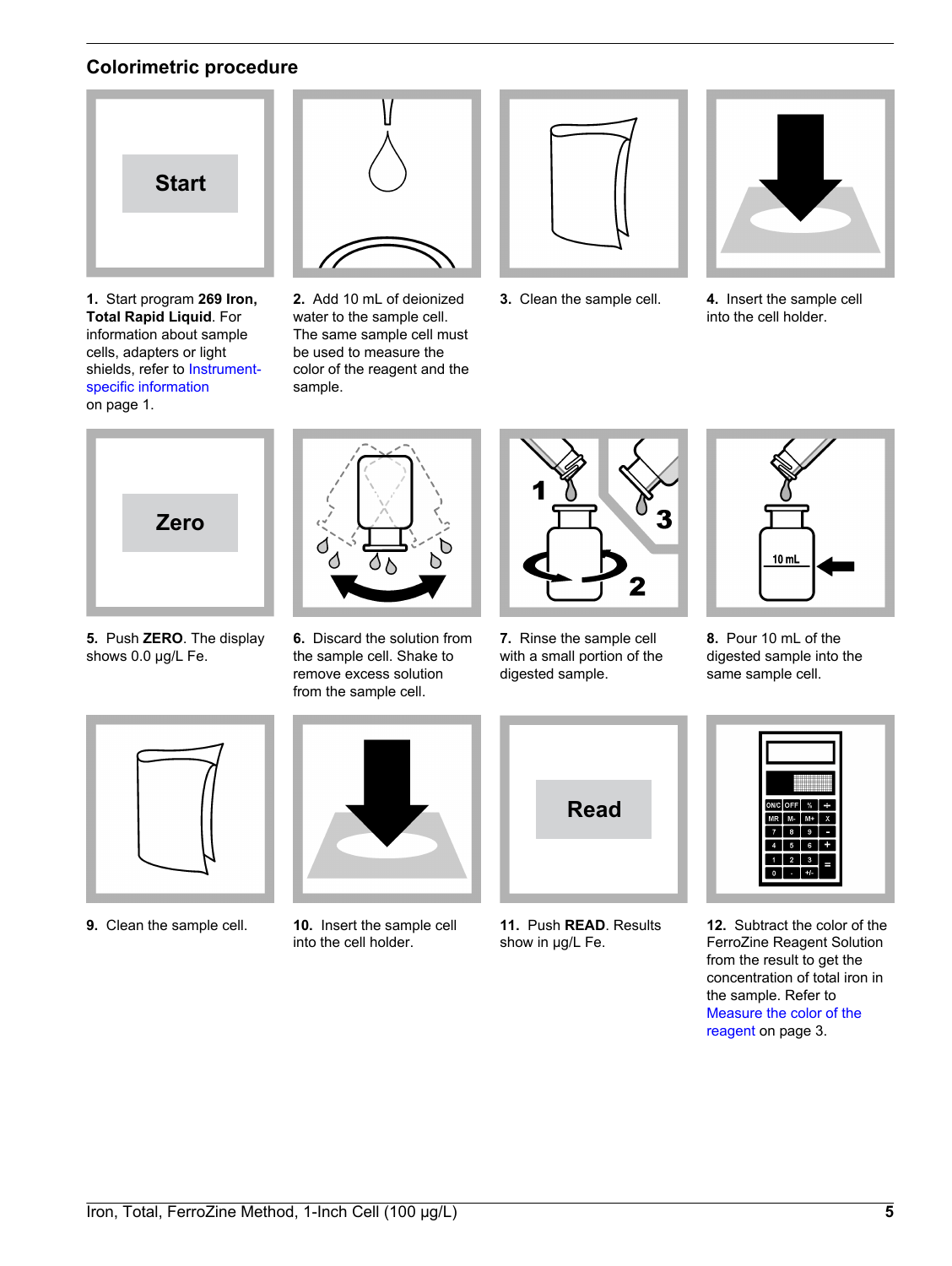## Colorimetric procedure

1. Start program **269 Iron, Total Rapid Liquid**. For information about sample cells, adapters or light shields, refer to Instrument-specific information on page 1.

2. Add 10 mL of deionized water to the sample cell. The same sample cell must be used to measure the color of the reagent and the sample.

3. Clean the sample cell.

4. Insert the sample cell into the cell holder.

5. Push **ZERO**. The display shows 0.0 µg/L Fe.

6. Discard the solution from the sample cell. Shake to remove excess solution from the sample cell.

7. Rinse the sample cell with a small portion of the digested sample.

8. Pour 10 mL of the digested sample into the same sample cell.

9. Clean the sample cell.

10. Insert the sample cell into the cell holder.

11. Push **READ**. Results show in µg/L Fe.

12. Subtract the color of the FerroZine Reagent Solution from the result to get the concentration of total iron in the sample. Refer to Measure the color of the reagent on page 3.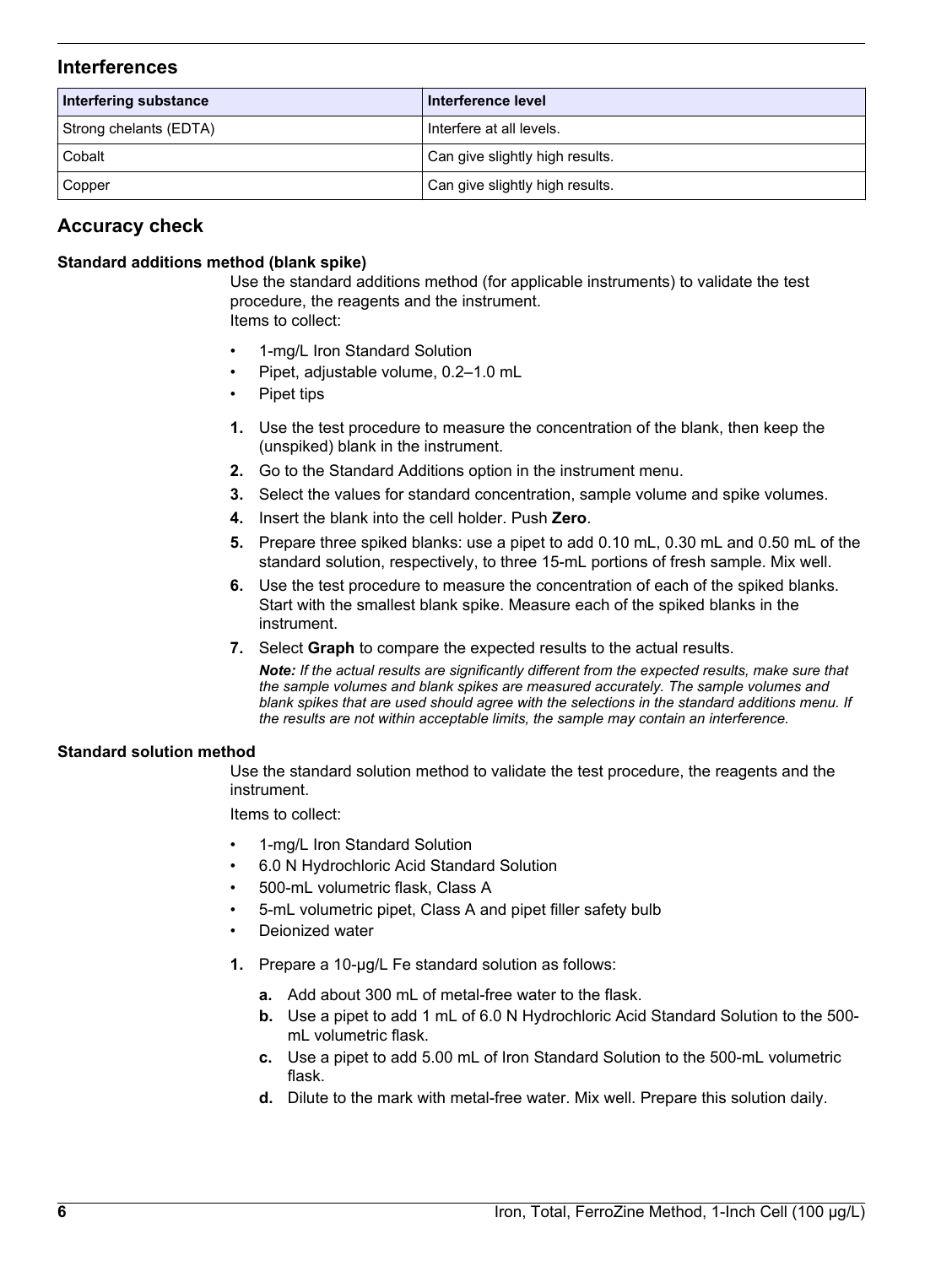## Interferences

| Interfering substance | Interference level |
|---|---|
| Strong chelants (EDTA) | Interfere at all levels. |
| Cobalt | Can give slightly high results. |
| Copper | Can give slightly high results. |

## Accuracy check

### Standard additions method (blank spike)

Use the standard additions method (for applicable instruments) to validate the test procedure, the reagents and the instrument.

Items to collect:

- 1-mg/L Iron Standard Solution
- Pipet, adjustable volume, 0.2–1.0 mL
- Pipet tips

1. Use the test procedure to measure the concentration of the blank, then keep the (unspiked) blank in the instrument.
2. Go to the Standard Additions option in the instrument menu.
3. Select the values for standard concentration, sample volume and spike volumes.
4. Insert the blank into the cell holder. Push **Zero**.
5. Prepare three spiked blanks: use a pipet to add 0.10 mL, 0.30 mL and 0.50 mL of the standard solution, respectively, to three 15-mL portions of fresh sample. Mix well.
6. Use the test procedure to measure the concentration of each of the spiked blanks. Start with the smallest blank spike. Measure each of the spiked blanks in the instrument.
7. Select **Graph** to compare the expected results to the actual results.

   ***Note:*** *If the actual results are significantly different from the expected results, make sure that the sample volumes and blank spikes are measured accurately. The sample volumes and blank spikes that are used should agree with the selections in the standard additions menu. If the results are not within acceptable limits, the sample may contain an interference.*

### Standard solution method

Use the standard solution method to validate the test procedure, the reagents and the instrument.

Items to collect:

- 1-mg/L Iron Standard Solution
- 6.0 N Hydrochloric Acid Standard Solution
- 500-mL volumetric flask, Class A
- 5-mL volumetric pipet, Class A and pipet filler safety bulb
- Deionized water

1. Prepare a 10-µg/L Fe standard solution as follows:
   a. Add about 300 mL of metal-free water to the flask.
   b. Use a pipet to add 1 mL of 6.0 N Hydrochloric Acid Standard Solution to the 500-mL volumetric flask.
   c. Use a pipet to add 5.00 mL of Iron Standard Solution to the 500-mL volumetric flask.
   d. Dilute to the mark with metal-free water. Mix well. Prepare this solution daily.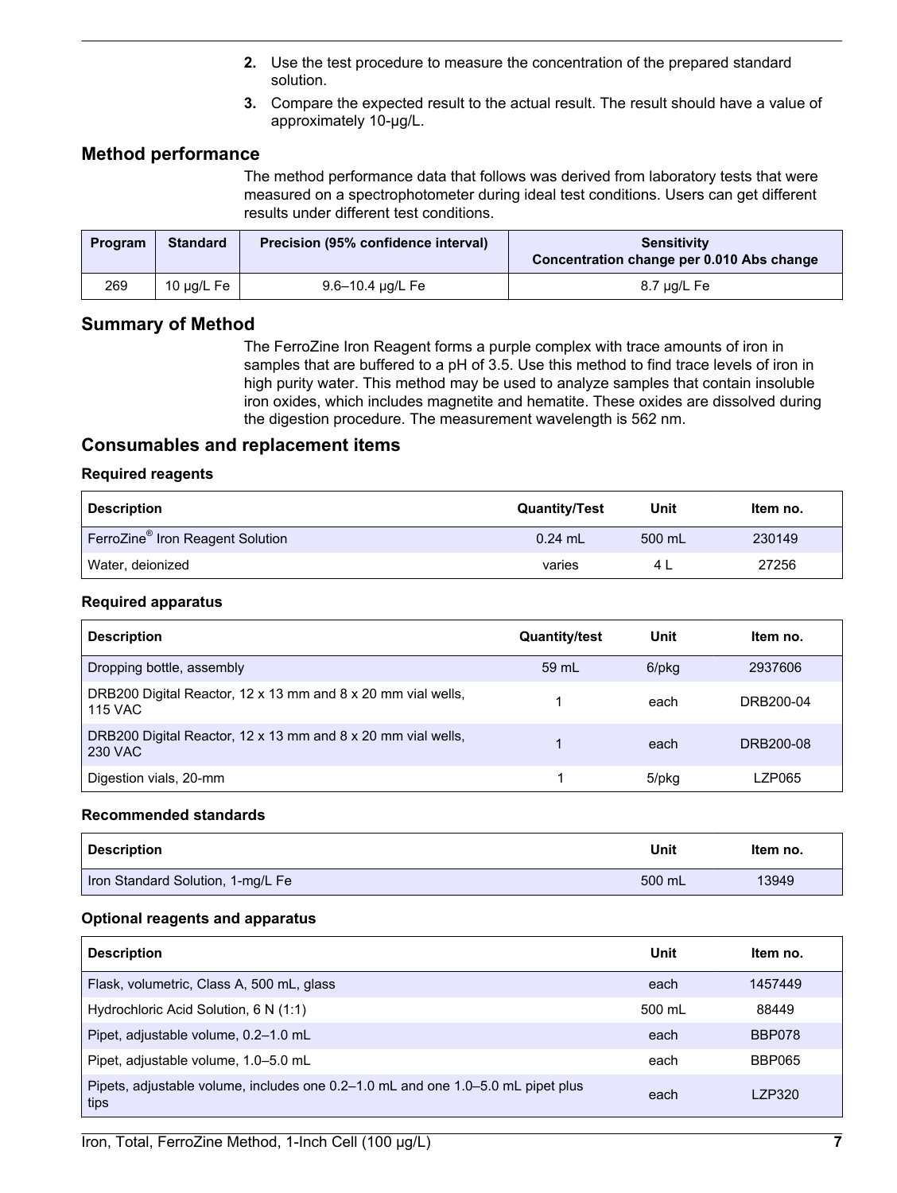2. Use the test procedure to measure the concentration of the prepared standard solution.
3. Compare the expected result to the actual result. The result should have a value of approximately 10-µg/L.

## Method performance

The method performance data that follows was derived from laboratory tests that were measured on a spectrophotometer during ideal test conditions. Users can get different results under different test conditions.

| Program | Standard | Precision (95% confidence interval) | Sensitivity Concentration change per 0.010 Abs change |
|---|---|---|---|
| 269 | 10 µg/L Fe | 9.6–10.4 µg/L Fe | 8.7 µg/L Fe |

## Summary of Method

The FerroZine Iron Reagent forms a purple complex with trace amounts of iron in samples that are buffered to a pH of 3.5. Use this method to find trace levels of iron in high purity water. This method may be used to analyze samples that contain insoluble iron oxides, which includes magnetite and hematite. These oxides are dissolved during the digestion procedure. The measurement wavelength is 562 nm.

## Consumables and replacement items

### Required reagents

| Description | Quantity/Test | Unit | Item no. |
|---|---|---|---|
| FerroZine® Iron Reagent Solution | 0.24 mL | 500 mL | 230149 |
| Water, deionized | varies | 4 L | 27256 |

### Required apparatus

| Description | Quantity/test | Unit | Item no. |
|---|---|---|---|
| Dropping bottle, assembly | 59 mL | 6/pkg | 2937606 |
| DRB200 Digital Reactor, 12 x 13 mm and 8 x 20 mm vial wells, 115 VAC | 1 | each | DRB200-04 |
| DRB200 Digital Reactor, 12 x 13 mm and 8 x 20 mm vial wells, 230 VAC | 1 | each | DRB200-08 |
| Digestion vials, 20-mm | 1 | 5/pkg | LZP065 |

### Recommended standards

| Description | Unit | Item no. |
|---|---|---|
| Iron Standard Solution, 1-mg/L Fe | 500 mL | 13949 |

### Optional reagents and apparatus

| Description | Unit | Item no. |
|---|---|---|
| Flask, volumetric, Class A, 500 mL, glass | each | 1457449 |
| Hydrochloric Acid Solution, 6 N (1:1) | 500 mL | 88449 |
| Pipet, adjustable volume, 0.2–1.0 mL | each | BBP078 |
| Pipet, adjustable volume, 1.0–5.0 mL | each | BBP065 |
| Pipets, adjustable volume, includes one 0.2–1.0 mL and one 1.0–5.0 mL pipet plus tips | each | LZP320 |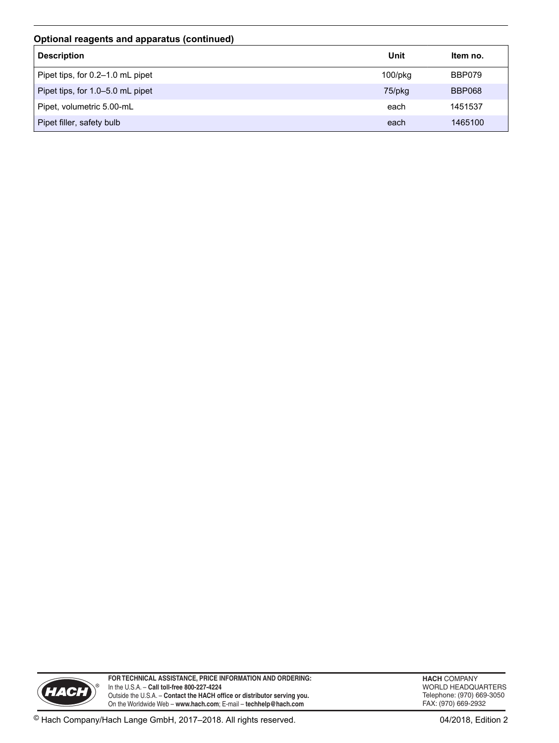### Optional reagents and apparatus (continued)

| Description | Unit | Item no. |
| --- | --- | --- |
| Pipet tips, for 0.2–1.0 mL pipet | 100/pkg | BBP079 |
| Pipet tips, for 1.0–5.0 mL pipet | 75/pkg | BBP068 |
| Pipet, volumetric 5.00-mL | each | 1451537 |
| Pipet filler, safety bulb | each | 1465100 |

**FOR TECHNICAL ASSISTANCE, PRICE INFORMATION AND ORDERING:**
In the U.S.A. – **Call toll-free 800-227-4224**
Outside the U.S.A. – **Contact the HACH office or distributor serving you.**
On the Worldwide Web – **www.hach.com**; E-mail – **techhelp@hach.com**

**HACH** COMPANY
WORLD HEADQUARTERS
Telephone: (970) 669-3050
FAX: (970) 669-2932

© Hach Company/Hach Lange GmbH, 2017–2018. All rights reserved.

04/2018, Edition 2